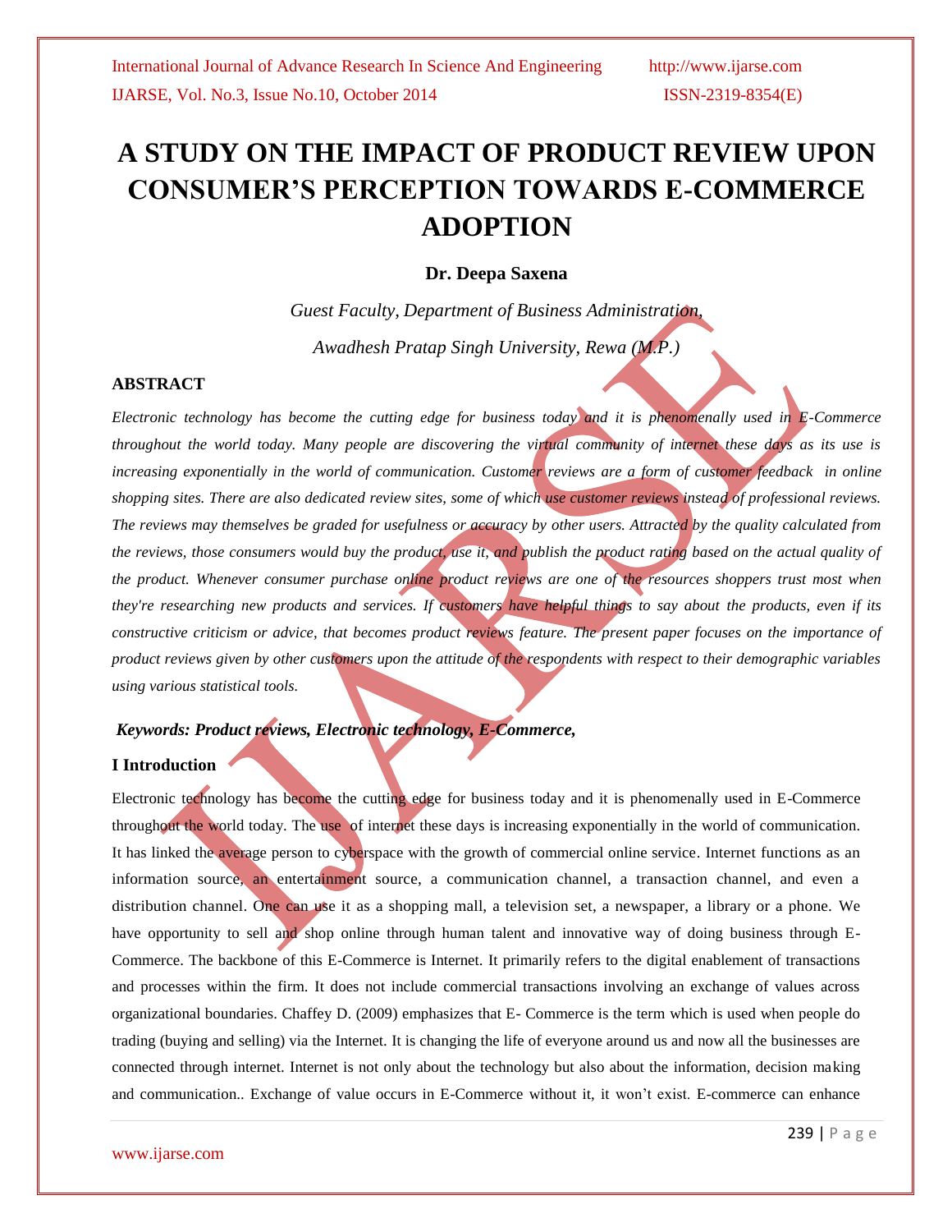# A STUDY ON THE IMPACT OF PRODUCT REVIEW UPON CONSUMER'S PERCEPTION TOWARDS E-COMMERCE ADOPTION

**Dr. Deepa Saxena**

*Guest Faculty, Department of Business Administration,*

*Awadhesh Pratap Singh University, Rewa (M.P.)*

## ABSTRACT

*Electronic technology has become the cutting edge for business today and it is phenomenally used in E-Commerce throughout the world today. Many people are discovering the virtual community of internet these days as its use is increasing exponentially in the world of communication. Customer reviews are a form of customer feedback in online shopping sites. There are also dedicated review sites, some of which use customer reviews instead of professional reviews. The reviews may themselves be graded for usefulness or accuracy by other users. Attracted by the quality calculated from the reviews, those consumers would buy the product, use it, and publish the product rating based on the actual quality of the product. Whenever consumer purchase online product reviews are one of the resources shoppers trust most when they're researching new products and services. If customers have helpful things to say about the products, even if its constructive criticism or advice, that becomes product reviews feature. The present paper focuses on the importance of product reviews given by other customers upon the attitude of the respondents with respect to their demographic variables using various statistical tools.*

***Keywords: Product reviews, Electronic technology, E-Commerce,***

## I Introduction

Electronic technology has become the cutting edge for business today and it is phenomenally used in E-Commerce throughout the world today. The use of internet these days is increasing exponentially in the world of communication. It has linked the average person to cyberspace with the growth of commercial online service. Internet functions as an information source, an entertainment source, a communication channel, a transaction channel, and even a distribution channel. One can use it as a shopping mall, a television set, a newspaper, a library or a phone. We have opportunity to sell and shop online through human talent and innovative way of doing business through E-Commerce. The backbone of this E-Commerce is Internet. It primarily refers to the digital enablement of transactions and processes within the firm. It does not include commercial transactions involving an exchange of values across organizational boundaries. Chaffey D. (2009) emphasizes that E- Commerce is the term which is used when people do trading (buying and selling) via the Internet. It is changing the life of everyone around us and now all the businesses are connected through internet. Internet is not only about the technology but also about the information, decision making and communication.. Exchange of value occurs in E-Commerce without it, it won't exist. E-commerce can enhance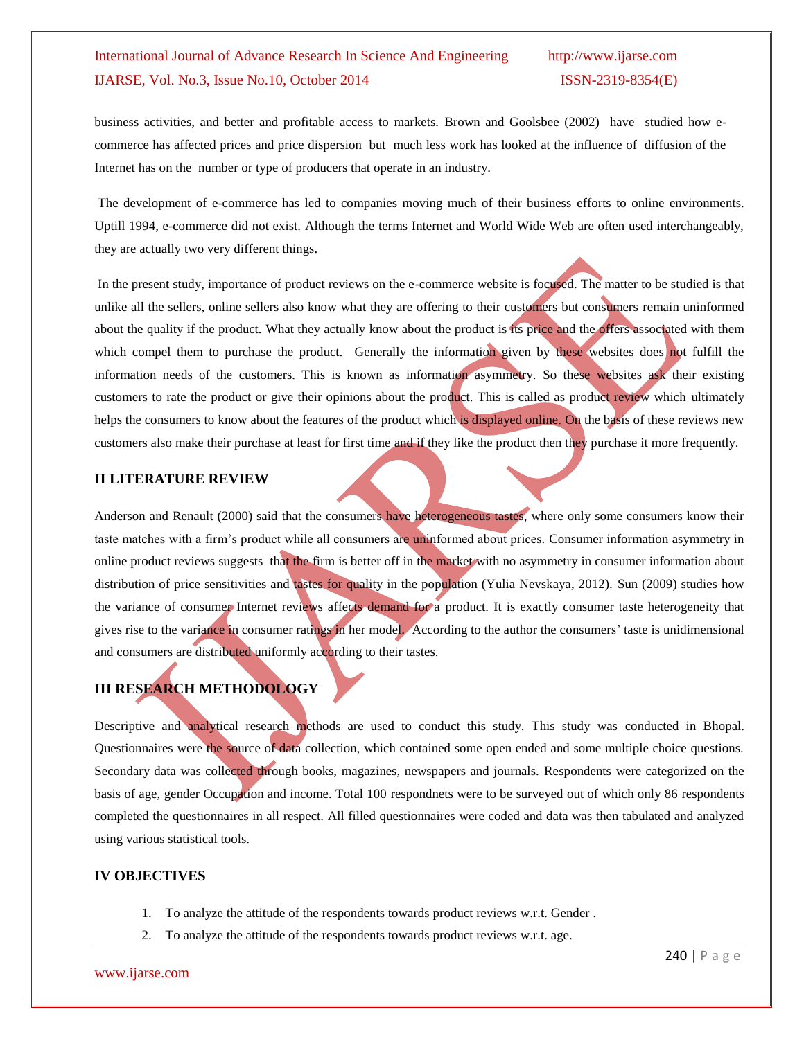business activities, and better and profitable access to markets. Brown and Goolsbee (2002) have studied how e-commerce has affected prices and price dispersion but much less work has looked at the influence of diffusion of the Internet has on the number or type of producers that operate in an industry.

The development of e-commerce has led to companies moving much of their business efforts to online environments. Uptill 1994, e-commerce did not exist. Although the terms Internet and World Wide Web are often used interchangeably, they are actually two very different things.

In the present study, importance of product reviews on the e-commerce website is focused. The matter to be studied is that unlike all the sellers, online sellers also know what they are offering to their customers but consumers remain uninformed about the quality if the product. What they actually know about the product is its price and the offers associated with them which compel them to purchase the product. Generally the information given by these websites does not fulfill the information needs of the customers. This is known as information asymmetry. So these websites ask their existing customers to rate the product or give their opinions about the product. This is called as product review which ultimately helps the consumers to know about the features of the product which is displayed online. On the basis of these reviews new customers also make their purchase at least for first time and if they like the product then they purchase it more frequently.

## II LITERATURE REVIEW

Anderson and Renault (2000) said that the consumers have heterogeneous tastes, where only some consumers know their taste matches with a firm's product while all consumers are uninformed about prices. Consumer information asymmetry in online product reviews suggests that the firm is better off in the market with no asymmetry in consumer information about distribution of price sensitivities and tastes for quality in the population (Yulia Nevskaya, 2012). Sun (2009) studies how the variance of consumer Internet reviews affects demand for a product. It is exactly consumer taste heterogeneity that gives rise to the variance in consumer ratings in her model. According to the author the consumers' taste is unidimensional and consumers are distributed uniformly according to their tastes.

## III RESEARCH METHODOLOGY

Descriptive and analytical research methods are used to conduct this study. This study was conducted in Bhopal. Questionnaires were the source of data collection, which contained some open ended and some multiple choice questions. Secondary data was collected through books, magazines, newspapers and journals. Respondents were categorized on the basis of age, gender Occupation and income. Total 100 respondnets were to be surveyed out of which only 86 respondents completed the questionnaires in all respect. All filled questionnaires were coded and data was then tabulated and analyzed using various statistical tools.

## IV OBJECTIVES

1. To analyze the attitude of the respondents towards product reviews w.r.t. Gender .
2. To analyze the attitude of the respondents towards product reviews w.r.t. age.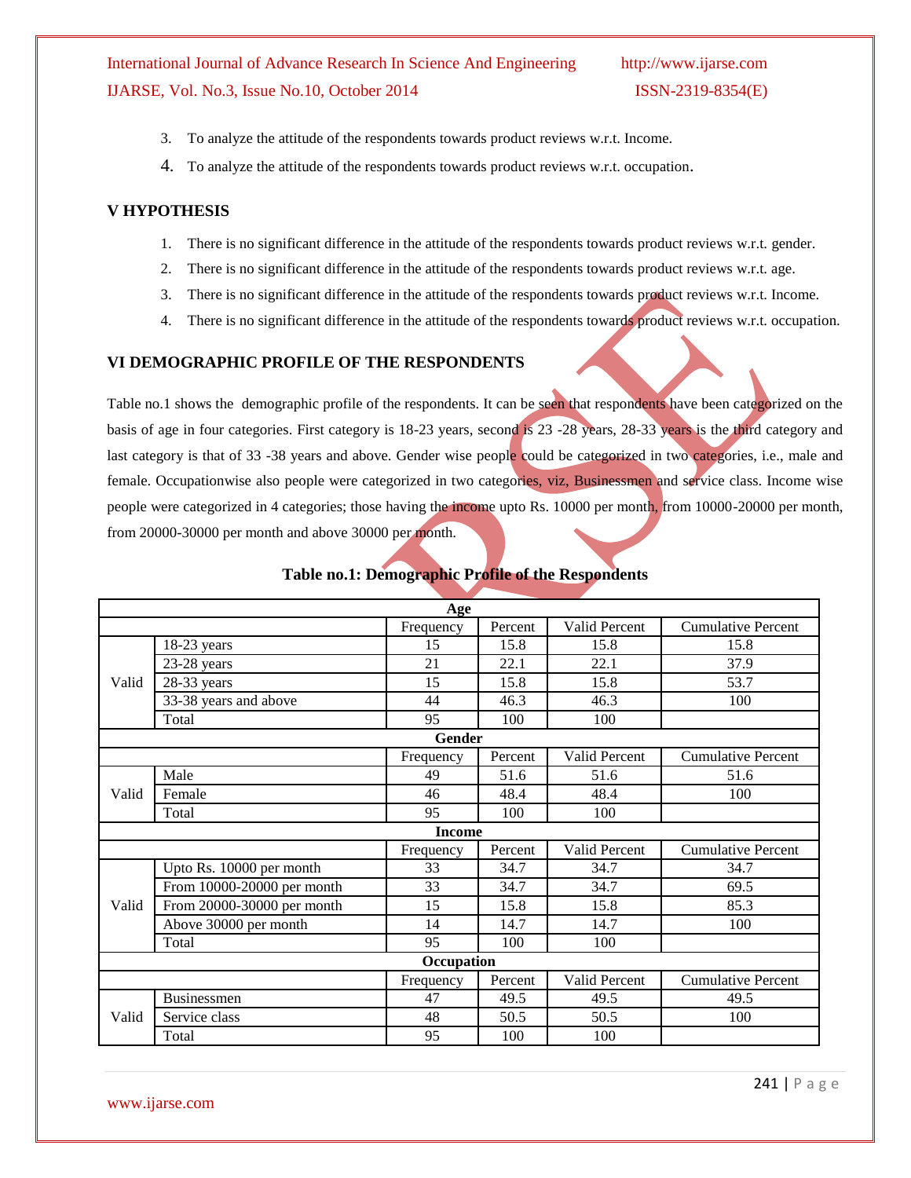3. To analyze the attitude of the respondents towards product reviews w.r.t. Income.
4. To analyze the attitude of the respondents towards product reviews w.r.t. occupation.

## V HYPOTHESIS

1. There is no significant difference in the attitude of the respondents towards product reviews w.r.t. gender.
2. There is no significant difference in the attitude of the respondents towards product reviews w.r.t. age.
3. There is no significant difference in the attitude of the respondents towards product reviews w.r.t. Income.
4. There is no significant difference in the attitude of the respondents towards product reviews w.r.t. occupation.

## VI DEMOGRAPHIC PROFILE OF THE RESPONDENTS

Table no.1 shows the demographic profile of the respondents. It can be seen that respondents have been categorized on the basis of age in four categories. First category is 18-23 years, second is 23 -28 years, 28-33 years is the third category and last category is that of 33 -38 years and above. Gender wise people could be categorized in two categories, i.e., male and female. Occupationwise also people were categorized in two categories, viz, Businessmen and service class. Income wise people were categorized in 4 categories; those having the income upto Rs. 10000 per month, from 10000-20000 per month, from 20000-30000 per month and above 30000 per month.

**Table no.1: Demographic Profile of the Respondents**

| | | Frequency | Percent | Valid Percent | Cumulative Percent |
|---|---|---|---|---|---|
| **Age** | | | | | |
| Valid | 18-23 years | 15 | 15.8 | 15.8 | 15.8 |
| | 23-28 years | 21 | 22.1 | 22.1 | 37.9 |
| | 28-33 years | 15 | 15.8 | 15.8 | 53.7 |
| | 33-38 years and above | 44 | 46.3 | 46.3 | 100 |
| | Total | 95 | 100 | 100 | |
| **Gender** | | | | | |
| Valid | Male | 49 | 51.6 | 51.6 | 51.6 |
| | Female | 46 | 48.4 | 48.4 | 100 |
| | Total | 95 | 100 | 100 | |
| **Income** | | | | | |
| Valid | Upto Rs. 10000 per month | 33 | 34.7 | 34.7 | 34.7 |
| | From 10000-20000 per month | 33 | 34.7 | 34.7 | 69.5 |
| | From 20000-30000 per month | 15 | 15.8 | 15.8 | 85.3 |
| | Above 30000 per month | 14 | 14.7 | 14.7 | 100 |
| | Total | 95 | 100 | 100 | |
| **Occupation** | | | | | |
| Valid | Businessmen | 47 | 49.5 | 49.5 | 49.5 |
| | Service class | 48 | 50.5 | 50.5 | 100 |
| | Total | 95 | 100 | 100 | |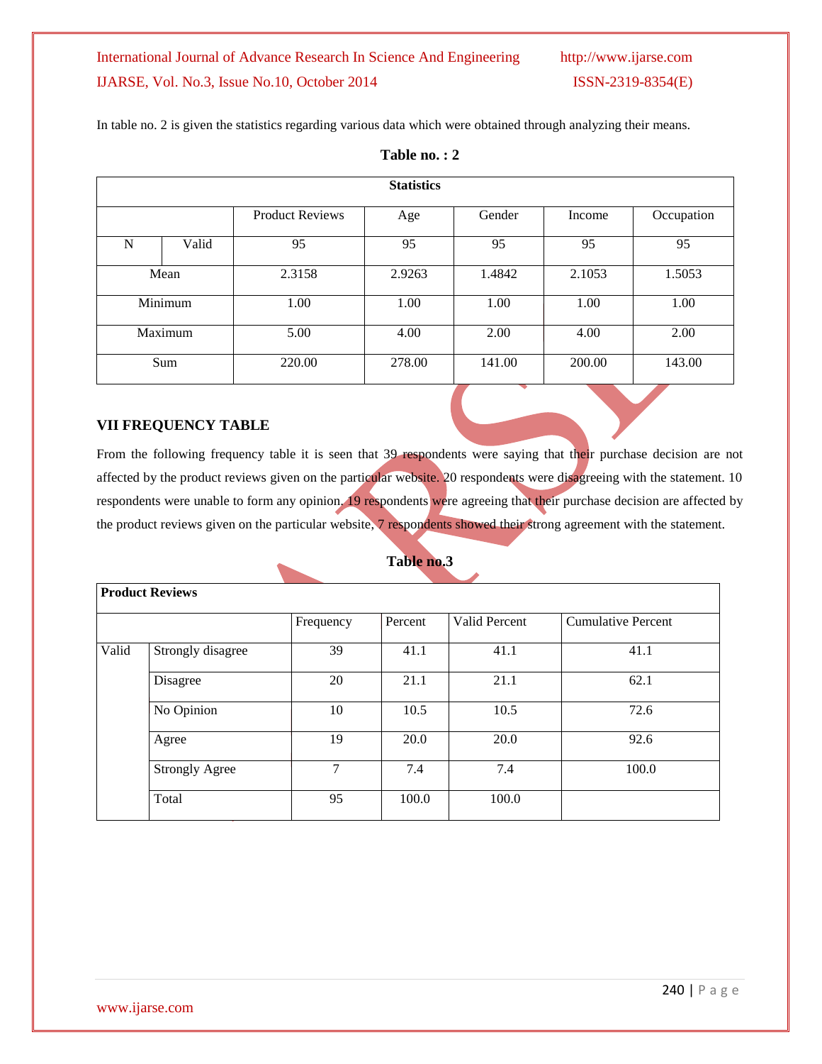In table no. 2 is given the statistics regarding various data which were obtained through analyzing their means.

**Table no. : 2**

| Statistics | | | | | | |
|---|---|---|---|---|---|---|
| | | Product Reviews | Age | Gender | Income | Occupation |
| N | Valid | 95 | 95 | 95 | 95 | 95 |
| Mean | | 2.3158 | 2.9263 | 1.4842 | 2.1053 | 1.5053 |
| Minimum | | 1.00 | 1.00 | 1.00 | 1.00 | 1.00 |
| Maximum | | 5.00 | 4.00 | 2.00 | 4.00 | 2.00 |
| Sum | | 220.00 | 278.00 | 141.00 | 200.00 | 143.00 |

## VII FREQUENCY TABLE

From the following frequency table it is seen that 39 respondents were saying that their purchase decision are not affected by the product reviews given on the particular website. 20 respondents were disagreeing with the statement. 10 respondents were unable to form any opinion. 19 respondents were agreeing that their purchase decision are affected by the product reviews given on the particular website, 7 respondents showed their strong agreement with the statement.

**Table no.3**

| **Product Reviews** | | | | | |
|---|---|---|---|---|---|
| | | Frequency | Percent | Valid Percent | Cumulative Percent |
| Valid | Strongly disagree | 39 | 41.1 | 41.1 | 41.1 |
| | Disagree | 20 | 21.1 | 21.1 | 62.1 |
| | No Opinion | 10 | 10.5 | 10.5 | 72.6 |
| | Agree | 19 | 20.0 | 20.0 | 92.6 |
| | Strongly Agree | 7 | 7.4 | 7.4 | 100.0 |
| | Total | 95 | 100.0 | 100.0 | |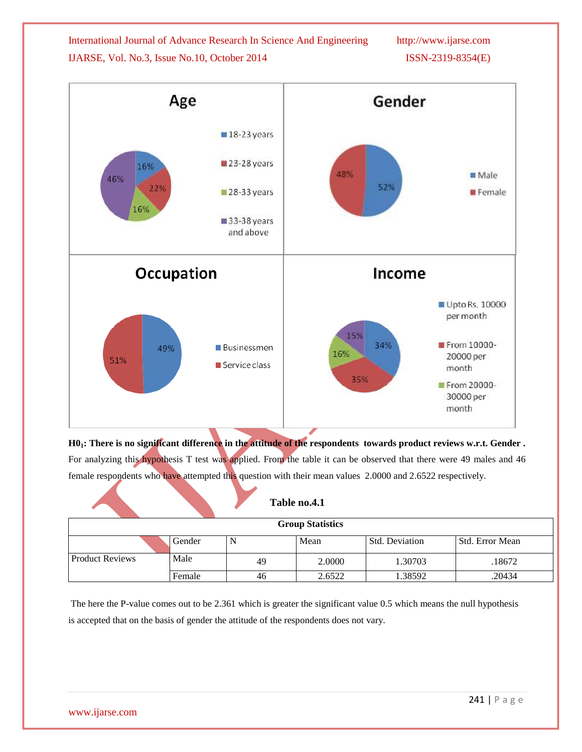**H0$_1$: There is no significant difference in the attitude of the respondents towards product reviews w.r.t. Gender .** For analyzing this hypothesis T test was applied. From the table it can be observed that there were 49 males and 46 female respondents who have attempted this question with their mean values 2.0000 and 2.6522 respectively.

**Table no.4.1**

| Group Statistics | | | | | |
|---|---|---|---|---|---|
| | Gender | N | Mean | Std. Deviation | Std. Error Mean |
| Product Reviews | Male | 49 | 2.0000 | 1.30703 | .18672 |
| | Female | 46 | 2.6522 | 1.38592 | .20434 |

The here the P-value comes out to be 2.361 which is greater the significant value 0.5 which means the null hypothesis is accepted that on the basis of gender the attitude of the respondents does not vary.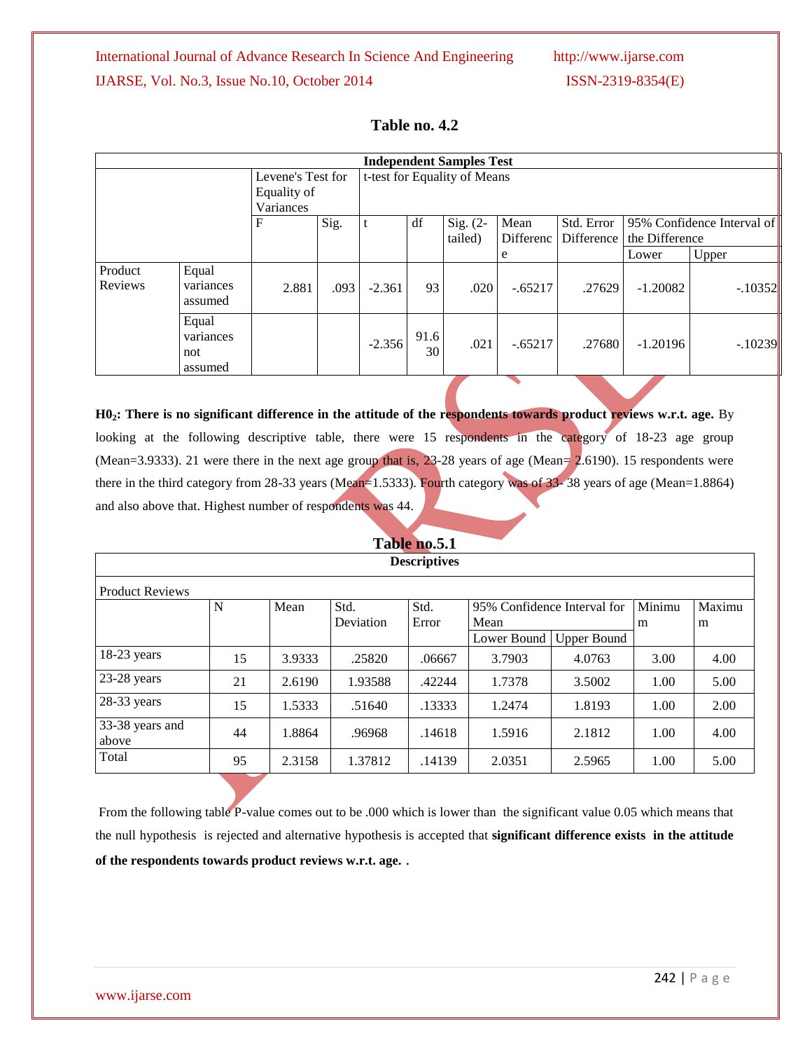## Table no. 4.2

| Independent Samples Test | | | | | | | | | | |
|---|---|---|---|---|---|---|---|---|---|---|
| | | Levene's Test for Equality of Variances | | t-test for Equality of Means | | | | | | |
| | | F | Sig. | t | df | Sig. (2-tailed) | Mean Difference | Std. Error Difference | 95% Confidence Interval of the Difference | |
| | | | | | | | | | Lower | Upper |
| Product Reviews | Equal variances assumed | 2.881 | .093 | -2.361 | 93 | .020 | -.65217 | .27629 | -1.20082 | -.10352 |
| | Equal variances not assumed | | | -2.356 | 91.630 | .021 | -.65217 | .27680 | -1.20196 | -.10239 |

**H0$_2$: There is no significant difference in the attitude of the respondents towards product reviews w.r.t. age.** By looking at the following descriptive table, there were 15 respondents in the category of 18-23 age group (Mean=3.9333). 21 were there in the next age group that is, 23-28 years of age (Mean= 2.6190). 15 respondents were there in the third category from 28-33 years (Mean=1.5333). Fourth category was of 33- 38 years of age (Mean=1.8864) and also above that. Highest number of respondents was 44.

## Table no.5.1

**Descriptives**

Product Reviews

| | N | Mean | Std. Deviation | Std. Error | 95% Confidence Interval for Mean | | Minimum | Maximum |
|---|---|---|---|---|---|---|---|---|
| | | | | | Lower Bound | Upper Bound | | |
| 18-23 years | 15 | 3.9333 | .25820 | .06667 | 3.7903 | 4.0763 | 3.00 | 4.00 |
| 23-28 years | 21 | 2.6190 | 1.93588 | .42244 | 1.7378 | 3.5002 | 1.00 | 5.00 |
| 28-33 years | 15 | 1.5333 | .51640 | .13333 | 1.2474 | 1.8193 | 1.00 | 2.00 |
| 33-38 years and above | 44 | 1.8864 | .96968 | .14618 | 1.5916 | 2.1812 | 1.00 | 4.00 |
| Total | 95 | 2.3158 | 1.37812 | .14139 | 2.0351 | 2.5965 | 1.00 | 5.00 |

From the following table P-value comes out to be .000 which is lower than the significant value 0.05 which means that the null hypothesis is rejected and alternative hypothesis is accepted that **significant difference exists in the attitude of the respondents towards product reviews w.r.t. age.** .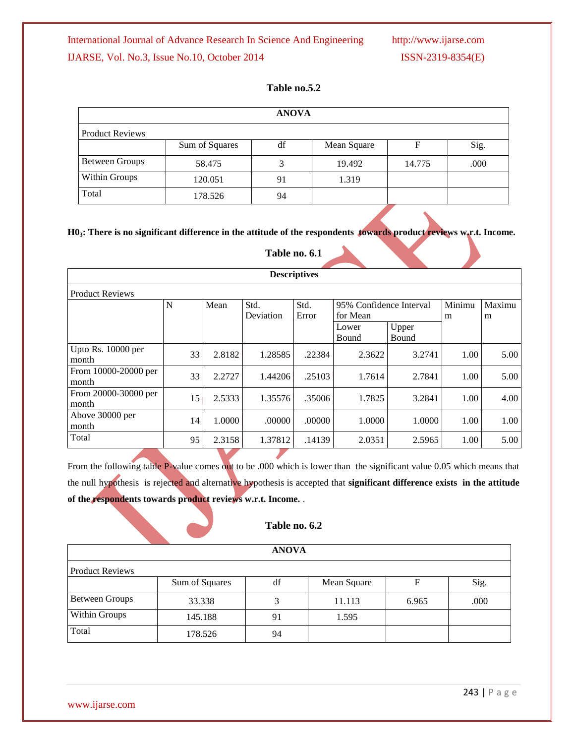**Table no.5.2**

| ANOVA | | | | | |
|---|---|---|---|---|---|
| Product Reviews | | | | | |
| | Sum of Squares | df | Mean Square | F | Sig. |
| Between Groups | 58.475 | 3 | 19.492 | 14.775 | .000 |
| Within Groups | 120.051 | 91 | 1.319 | | |
| Total | 178.526 | 94 | | | |

**$H0_3$: There is no significant difference in the attitude of the respondents towards product reviews w.r.t. Income.**

**Table no. 6.1**

| Descriptives | | | | | | | | |
|---|---|---|---|---|---|---|---|---|
| Product Reviews | | | | | | | | |
| | N | Mean | Std. Deviation | Std. Error | 95% Confidence Interval for Mean | | Minimum | Maximum |
| | | | | | Lower Bound | Upper Bound | | |
| Upto Rs. 10000 per month | 33 | 2.8182 | 1.28585 | .22384 | 2.3622 | 3.2741 | 1.00 | 5.00 |
| From 10000-20000 per month | 33 | 2.2727 | 1.44206 | .25103 | 1.7614 | 2.7841 | 1.00 | 5.00 |
| From 20000-30000 per month | 15 | 2.5333 | 1.35576 | .35006 | 1.7825 | 3.2841 | 1.00 | 4.00 |
| Above 30000 per month | 14 | 1.0000 | .00000 | .00000 | 1.0000 | 1.0000 | 1.00 | 1.00 |
| Total | 95 | 2.3158 | 1.37812 | .14139 | 2.0351 | 2.5965 | 1.00 | 5.00 |

From the following table P-value comes out to be .000 which is lower than the significant value 0.05 which means that the null hypothesis is rejected and alternative hypothesis is accepted that **significant difference exists in the attitude of the respondents towards product reviews w.r.t. Income.** .

**Table no. 6.2**

| ANOVA | | | | | |
|---|---|---|---|---|---|
| Product Reviews | | | | | |
| | Sum of Squares | df | Mean Square | F | Sig. |
| Between Groups | 33.338 | 3 | 11.113 | 6.965 | .000 |
| Within Groups | 145.188 | 91 | 1.595 | | |
| Total | 178.526 | 94 | | | |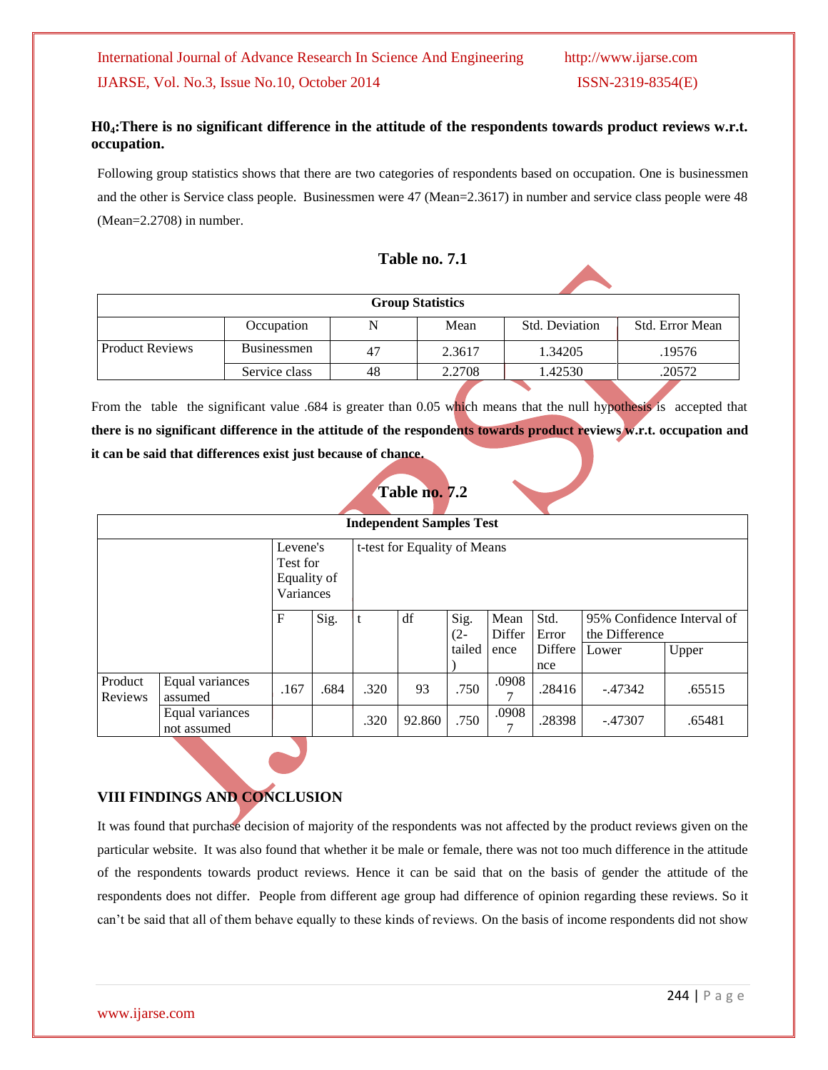**$H0_4$:There is no significant difference in the attitude of the respondents towards product reviews w.r.t. occupation.**

Following group statistics shows that there are two categories of respondents based on occupation. One is businessmen and the other is Service class people. Businessmen were 47 (Mean=2.3617) in number and service class people were 48 (Mean=2.2708) in number.

**Table no. 7.1**

| Group Statistics | | | | | |
|---|---|---|---|---|---|
| | Occupation | N | Mean | Std. Deviation | Std. Error Mean |
| Product Reviews | Businessmen | 47 | 2.3617 | 1.34205 | .19576 |
| | Service class | 48 | 2.2708 | 1.42530 | .20572 |

From the table the significant value .684 is greater than 0.05 which means that the null hypothesis is accepted that **there is no significant difference in the attitude of the respondents towards product reviews w.r.t. occupation and it can be said that differences exist just because of chance.**

**Table no. 7.2**

| Independent Samples Test | | | | | | | | | | |
|---|---|---|---|---|---|---|---|---|---|---|
| | | Levene's Test for Equality of Variances | | t-test for Equality of Means | | | | | | |
| | | F | Sig. | t | df | Sig. (2-tailed) | Mean Difference | Std. Error Difference | 95% Confidence Interval of the Difference | |
| | | | | | | | | | Lower | Upper |
| Product Reviews | Equal variances assumed | .167 | .684 | .320 | 93 | .750 | .09087 | .28416 | -.47342 | .65515 |
| | Equal variances not assumed | | | .320 | 92.860 | .750 | .09087 | .28398 | -.47307 | .65481 |

## VIII FINDINGS AND CONCLUSION

It was found that purchase decision of majority of the respondents was not affected by the product reviews given on the particular website. It was also found that whether it be male or female, there was not too much difference in the attitude of the respondents towards product reviews. Hence it can be said that on the basis of gender the attitude of the respondents does not differ. People from different age group had difference of opinion regarding these reviews. So it can't be said that all of them behave equally to these kinds of reviews. On the basis of income respondents did not show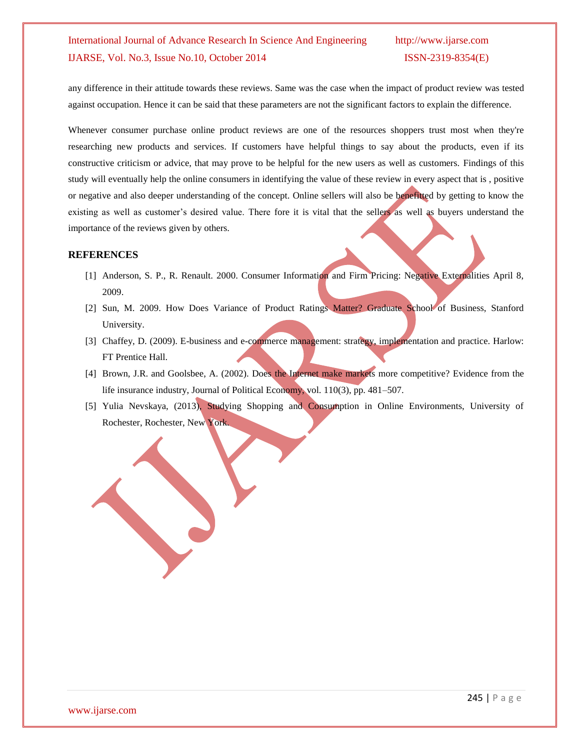any difference in their attitude towards these reviews. Same was the case when the impact of product review was tested against occupation. Hence it can be said that these parameters are not the significant factors to explain the difference.

Whenever consumer purchase online product reviews are one of the resources shoppers trust most when they're researching new products and services. If customers have helpful things to say about the products, even if its constructive criticism or advice, that may prove to be helpful for the new users as well as customers. Findings of this study will eventually help the online consumers in identifying the value of these review in every aspect that is , positive or negative and also deeper understanding of the concept. Online sellers will also be benefitted by getting to know the existing as well as customer's desired value. There fore it is vital that the sellers as well as buyers understand the importance of the reviews given by others.

## REFERENCES

[1] Anderson, S. P., R. Renault. 2000. Consumer Information and Firm Pricing: Negative Externalities April 8, 2009.

[2] Sun, M. 2009. How Does Variance of Product Ratings Matter? Graduate School of Business, Stanford University.

[3] Chaffey, D. (2009). E-business and e-commerce management: strategy, implementation and practice. Harlow: FT Prentice Hall.

[4] Brown, J.R. and Goolsbee, A. (2002). Does the Internet make markets more competitive? Evidence from the life insurance industry, Journal of Political Economy, vol. 110(3), pp. 481–507.

[5] Yulia Nevskaya, (2013), Studying Shopping and Consumption in Online Environments, University of Rochester, Rochester, New York.